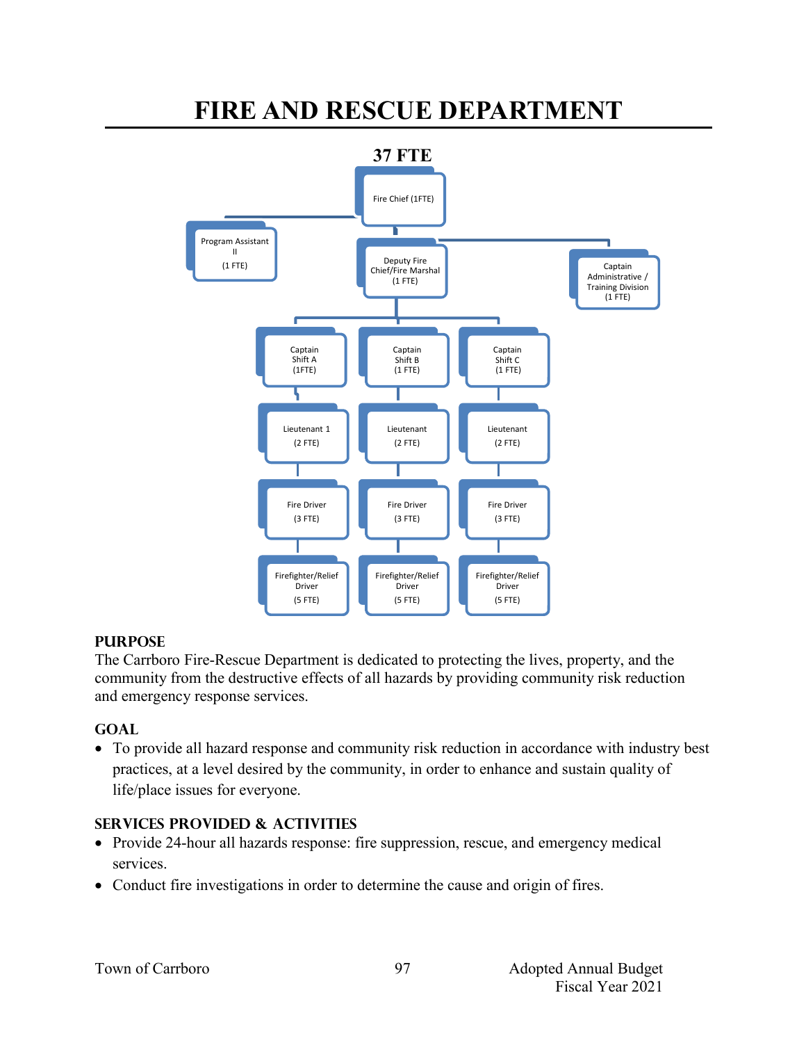# FIRE AND RESCUE DEPARTMENT

**37 FTE**

- Fire Chief (1FTE)
  - Program Assistant II (1 FTE)
  - Deputy Fire Chief/Fire Marshal (1 FTE)
    - Captain Shift A (1FTE)
      - Lieutenant 1 (2 FTE)
        - Fire Driver (3 FTE)
          - Firefighter/Relief Driver (5 FTE)
    - Captain Shift B (1 FTE)
      - Lieutenant (2 FTE)
        - Fire Driver (3 FTE)
          - Firefighter/Relief Driver (5 FTE)
    - Captain Shift C (1 FTE)
      - Lieutenant (2 FTE)
        - Fire Driver (3 FTE)
          - Firefighter/Relief Driver (5 FTE)
  - Captain Administrative / Training Division (1 FTE)

## PURPOSE

The Carrboro Fire-Rescue Department is dedicated to protecting the lives, property, and the community from the destructive effects of all hazards by providing community risk reduction and emergency response services.

## GOAL

- To provide all hazard response and community risk reduction in accordance with industry best practices, at a level desired by the community, in order to enhance and sustain quality of life/place issues for everyone.

## SERVICES PROVIDED & ACTIVITIES

- Provide 24-hour all hazards response: fire suppression, rescue, and emergency medical services.
- Conduct fire investigations in order to determine the cause and origin of fires.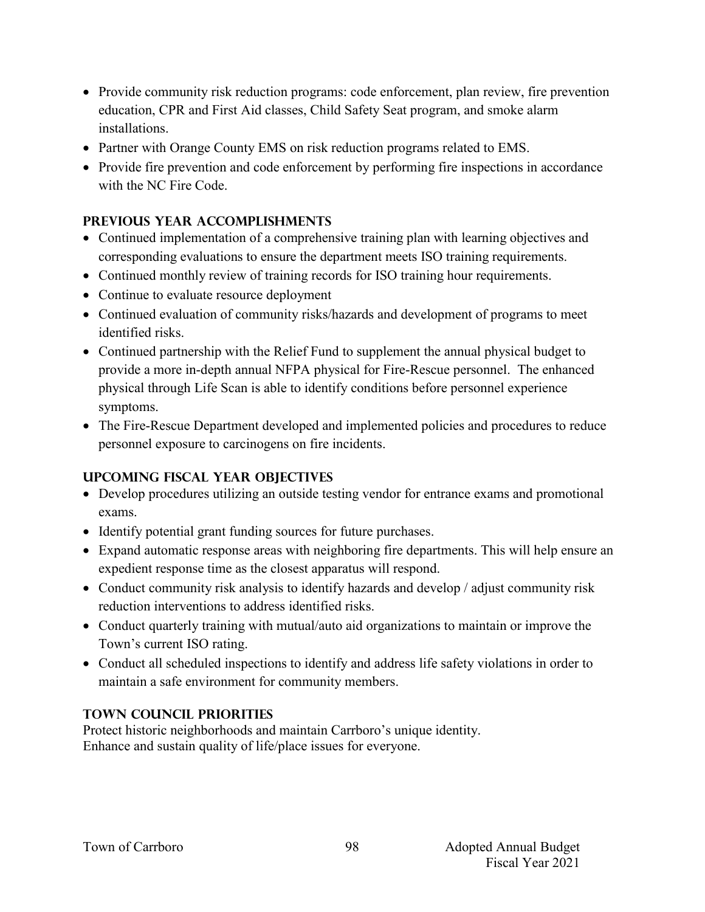- Provide community risk reduction programs: code enforcement, plan review, fire prevention education, CPR and First Aid classes, Child Safety Seat program, and smoke alarm installations.
- Partner with Orange County EMS on risk reduction programs related to EMS.
- Provide fire prevention and code enforcement by performing fire inspections in accordance with the NC Fire Code.

## PREVIOUS YEAR ACCOMPLISHMENTS

- Continued implementation of a comprehensive training plan with learning objectives and corresponding evaluations to ensure the department meets ISO training requirements.
- Continued monthly review of training records for ISO training hour requirements.
- Continue to evaluate resource deployment
- Continued evaluation of community risks/hazards and development of programs to meet identified risks.
- Continued partnership with the Relief Fund to supplement the annual physical budget to provide a more in-depth annual NFPA physical for Fire-Rescue personnel. The enhanced physical through Life Scan is able to identify conditions before personnel experience symptoms.
- The Fire-Rescue Department developed and implemented policies and procedures to reduce personnel exposure to carcinogens on fire incidents.

## UPCOMING FISCAL YEAR OBJECTIVES

- Develop procedures utilizing an outside testing vendor for entrance exams and promotional exams.
- Identify potential grant funding sources for future purchases.
- Expand automatic response areas with neighboring fire departments. This will help ensure an expedient response time as the closest apparatus will respond.
- Conduct community risk analysis to identify hazards and develop / adjust community risk reduction interventions to address identified risks.
- Conduct quarterly training with mutual/auto aid organizations to maintain or improve the Town's current ISO rating.
- Conduct all scheduled inspections to identify and address life safety violations in order to maintain a safe environment for community members.

## TOWN COUNCIL PRIORITIES

Protect historic neighborhoods and maintain Carrboro's unique identity.
Enhance and sustain quality of life/place issues for everyone.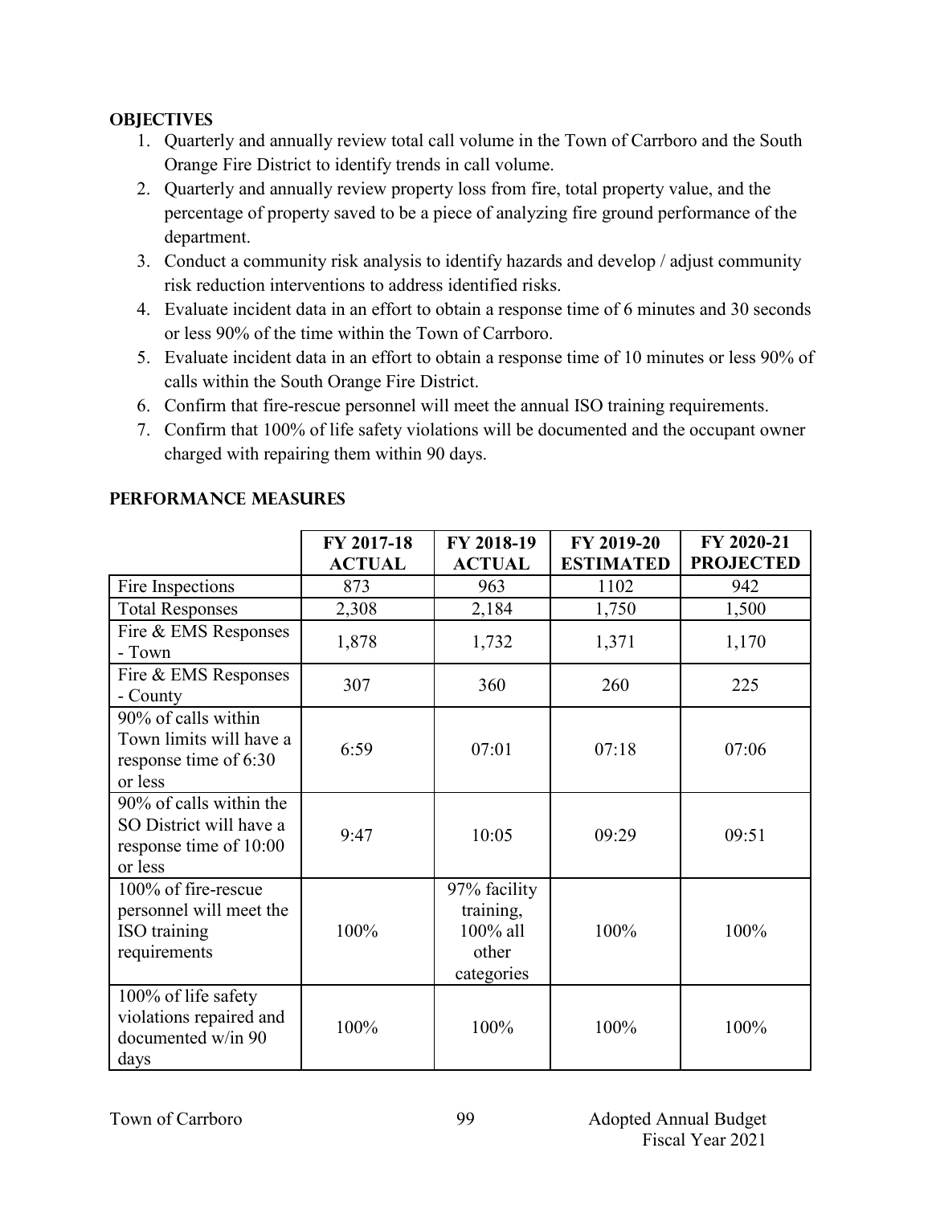## OBJECTIVES

1. Quarterly and annually review total call volume in the Town of Carrboro and the South Orange Fire District to identify trends in call volume.
2. Quarterly and annually review property loss from fire, total property value, and the percentage of property saved to be a piece of analyzing fire ground performance of the department.
3. Conduct a community risk analysis to identify hazards and develop / adjust community risk reduction interventions to address identified risks.
4. Evaluate incident data in an effort to obtain a response time of 6 minutes and 30 seconds or less 90% of the time within the Town of Carrboro.
5. Evaluate incident data in an effort to obtain a response time of 10 minutes or less 90% of calls within the South Orange Fire District.
6. Confirm that fire-rescue personnel will meet the annual ISO training requirements.
7. Confirm that 100% of life safety violations will be documented and the occupant owner charged with repairing them within 90 days.

## PERFORMANCE MEASURES

| | FY 2017-18 ACTUAL | FY 2018-19 ACTUAL | FY 2019-20 ESTIMATED | FY 2020-21 PROJECTED |
|---|---|---|---|---|
| Fire Inspections | 873 | 963 | 1102 | 942 |
| Total Responses | 2,308 | 2,184 | 1,750 | 1,500 |
| Fire & EMS Responses - Town | 1,878 | 1,732 | 1,371 | 1,170 |
| Fire & EMS Responses - County | 307 | 360 | 260 | 225 |
| 90% of calls within Town limits will have a response time of 6:30 or less | 6:59 | 07:01 | 07:18 | 07:06 |
| 90% of calls within the SO District will have a response time of 10:00 or less | 9:47 | 10:05 | 09:29 | 09:51 |
| 100% of fire-rescue personnel will meet the ISO training requirements | 100% | 97% facility training, 100% all other categories | 100% | 100% |
| 100% of life safety violations repaired and documented w/in 90 days | 100% | 100% | 100% | 100% |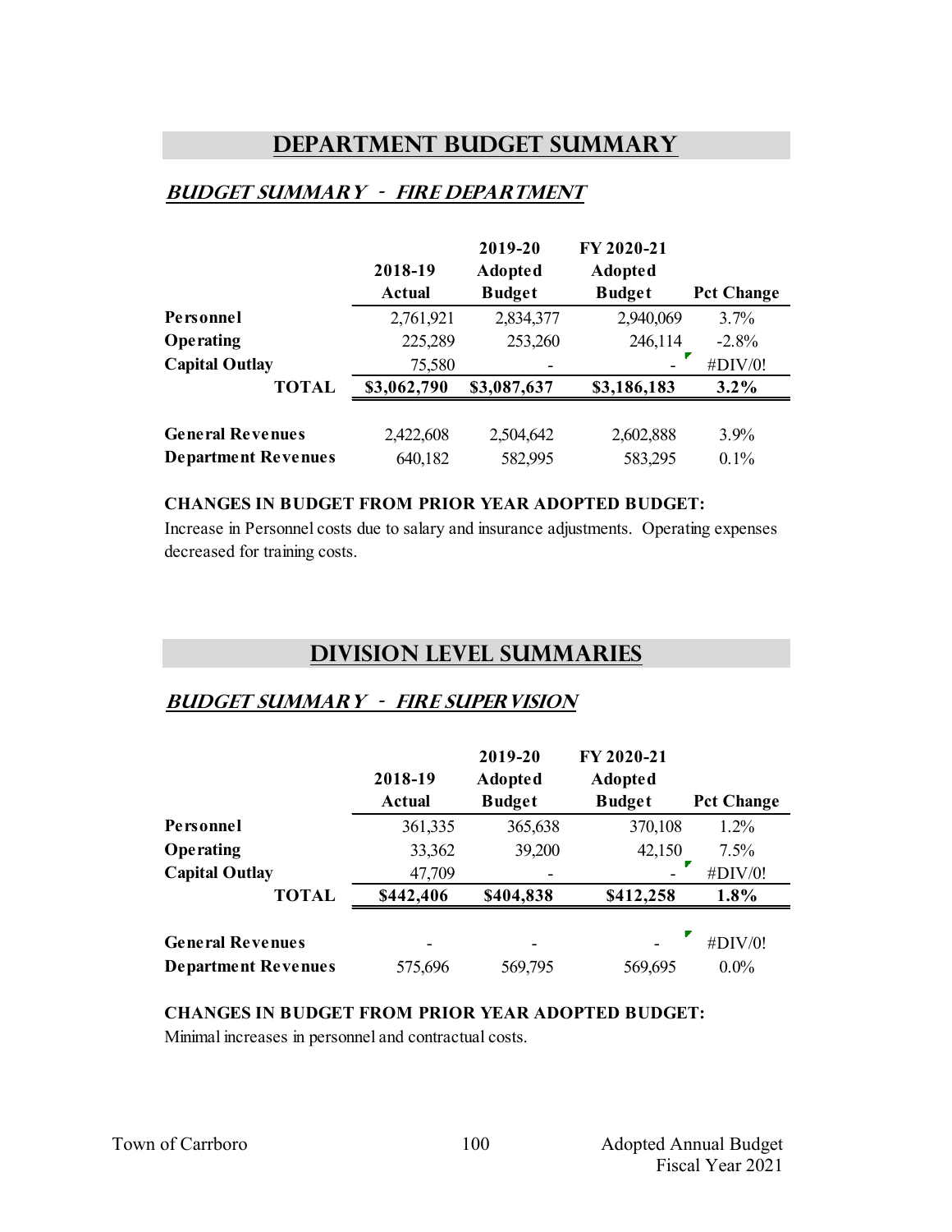# DEPARTMENT BUDGET SUMMARY

## *BUDGET SUMMARY - FIRE DEPARTMENT*

| | 2018-19 Actual | 2019-20 Adopted Budget | FY 2020-21 Adopted Budget | Pct Change |
|---|---|---|---|---|
| **Personnel** | 2,761,921 | 2,834,377 | 2,940,069 | 3.7% |
| **Operating** | 225,289 | 253,260 | 246,114 | -2.8% |
| **Capital Outlay** | 75,580 | - | - | #DIV/0! |
| **TOTAL** | **$3,062,790** | **$3,087,637** | **$3,186,183** | **3.2%** |
| | | | | |
| **General Revenues** | 2,422,608 | 2,504,642 | 2,602,888 | 3.9% |
| **Department Revenues** | 640,182 | 582,995 | 583,295 | 0.1% |

**CHANGES IN BUDGET FROM PRIOR YEAR ADOPTED BUDGET:**

Increase in Personnel costs due to salary and insurance adjustments. Operating expenses decreased for training costs.

# DIVISION LEVEL SUMMARIES

## *BUDGET SUMMARY - FIRE SUPERVISION*

| | 2018-19 Actual | 2019-20 Adopted Budget | FY 2020-21 Adopted Budget | Pct Change |
|---|---|---|---|---|
| **Personnel** | 361,335 | 365,638 | 370,108 | 1.2% |
| **Operating** | 33,362 | 39,200 | 42,150 | 7.5% |
| **Capital Outlay** | 47,709 | - | - | #DIV/0! |
| **TOTAL** | **$442,406** | **$404,838** | **$412,258** | **1.8%** |
| | | | | |
| **General Revenues** | - | - | - | #DIV/0! |
| **Department Revenues** | 575,696 | 569,795 | 569,695 | 0.0% |

**CHANGES IN BUDGET FROM PRIOR YEAR ADOPTED BUDGET:**

Minimal increases in personnel and contractual costs.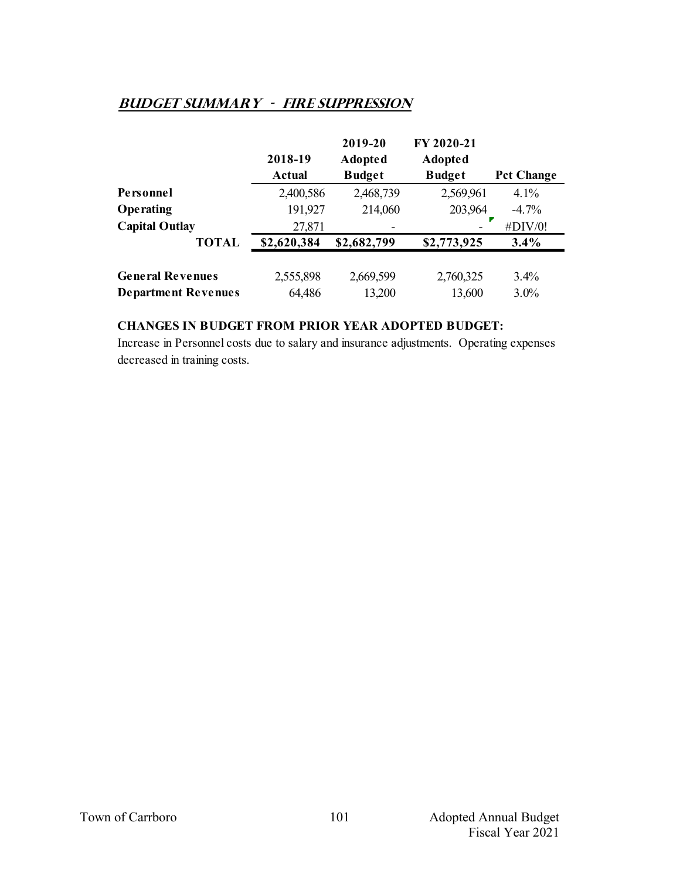## *BUDGET SUMMARY - FIRE SUPPRESSION*

| | 2018-19 Actual | 2019-20 Adopted Budget | FY 2020-21 Adopted Budget | Pct Change |
|---|---|---|---|---|
| **Personnel** | 2,400,586 | 2,468,739 | 2,569,961 | 4.1% |
| **Operating** | 191,927 | 214,060 | 203,964 | -4.7% |
| **Capital Outlay** | 27,871 | - | - | #DIV/0! |
| **TOTAL** | **$2,620,384** | **$2,682,799** | **$2,773,925** | **3.4%** |
| | | | | |
| **General Revenues** | 2,555,898 | 2,669,599 | 2,760,325 | 3.4% |
| **Department Revenues** | 64,486 | 13,200 | 13,600 | 3.0% |

**CHANGES IN BUDGET FROM PRIOR YEAR ADOPTED BUDGET:**

Increase in Personnel costs due to salary and insurance adjustments. Operating expenses decreased in training costs.